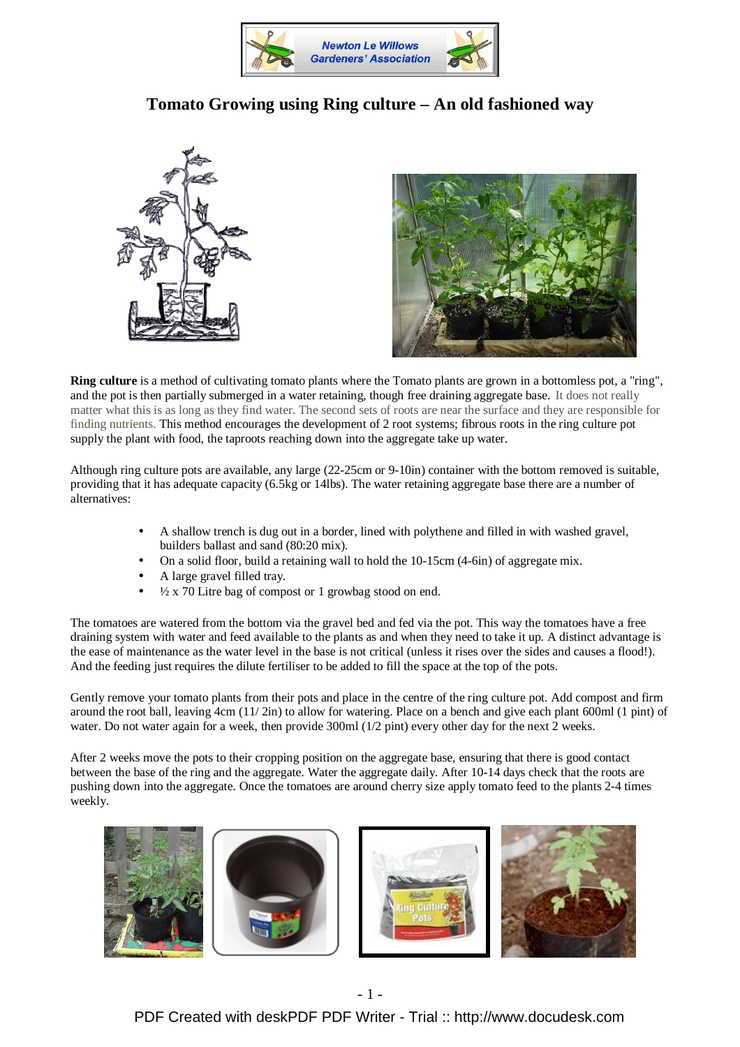Newton Le Willows Gardeners' Association

# Tomato Growing using Ring culture – An old fashioned way

**Ring culture** is a method of cultivating tomato plants where the Tomato plants are grown in a bottomless pot, a "ring", and the pot is then partially submerged in a water retaining, though free draining aggregate base. It does not really matter what this is as long as they find water. The second sets of roots are near the surface and they are responsible for finding nutrients. This method encourages the development of 2 root systems; fibrous roots in the ring culture pot supply the plant with food, the taproots reaching down into the aggregate take up water.

Although ring culture pots are available, any large (22-25cm or 9-10in) container with the bottom removed is suitable, providing that it has adequate capacity (6.5kg or 14lbs). The water retaining aggregate base there are a number of alternatives:

- A shallow trench is dug out in a border, lined with polythene and filled in with washed gravel, builders ballast and sand (80:20 mix).
- On a solid floor, build a retaining wall to hold the 10-15cm (4-6in) of aggregate mix.
- A large gravel filled tray.
- ½ x 70 Litre bag of compost or 1 growbag stood on end.

The tomatoes are watered from the bottom via the gravel bed and fed via the pot. This way the tomatoes have a free draining system with water and feed available to the plants as and when they need to take it up. A distinct advantage is the ease of maintenance as the water level in the base is not critical (unless it rises over the sides and causes a flood!). And the feeding just requires the dilute fertiliser to be added to fill the space at the top of the pots.

Gently remove your tomato plants from their pots and place in the centre of the ring culture pot. Add compost and firm around the root ball, leaving 4cm (11/ 2in) to allow for watering. Place on a bench and give each plant 600ml (1 pint) of water. Do not water again for a week, then provide 300ml (1/2 pint) every other day for the next 2 weeks.

After 2 weeks move the pots to their cropping position on the aggregate base, ensuring that there is good contact between the base of the ring and the aggregate. Water the aggregate daily. After 10-14 days check that the roots are pushing down into the aggregate. Once the tomatoes are around cherry size apply tomato feed to the plants 2-4 times weekly.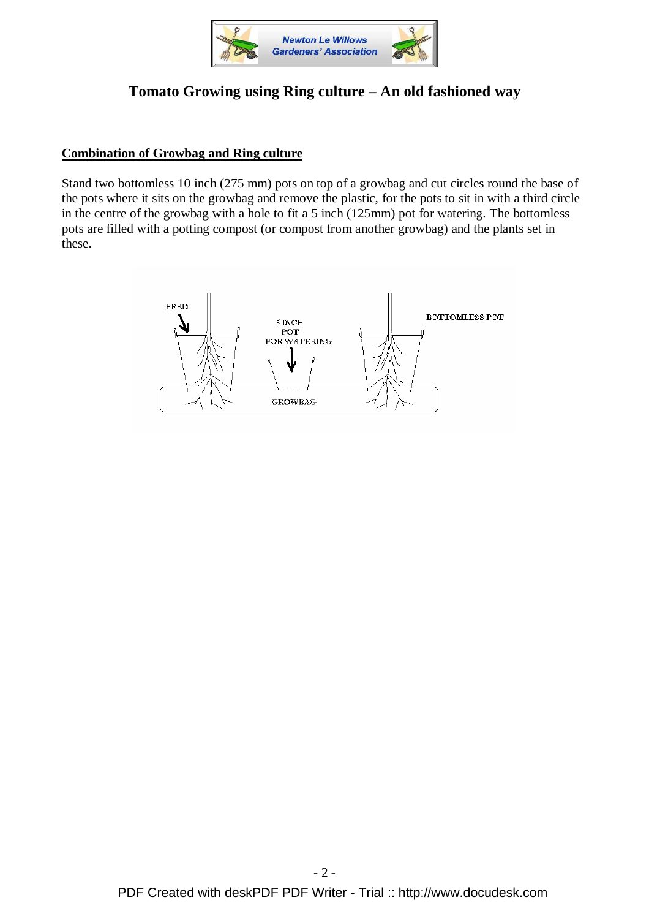## Tomato Growing using Ring culture – An old fashioned way

### Combination of Growbag and Ring culture

Stand two bottomless 10 inch (275 mm) pots on top of a growbag and cut circles round the base of the pots where it sits on the growbag and remove the plastic, for the pots to sit in with a third circle in the centre of the growbag with a hole to fit a 5 inch (125mm) pot for watering. The bottomless pots are filled with a potting compost (or compost from another growbag) and the plants set in these.

FEED

5 INCH POT FOR WATERING

BOTTOMLESS POT

GROWBAG

PDF Created with deskPDF PDF Writer - Trial :: http://www.docudesk.com